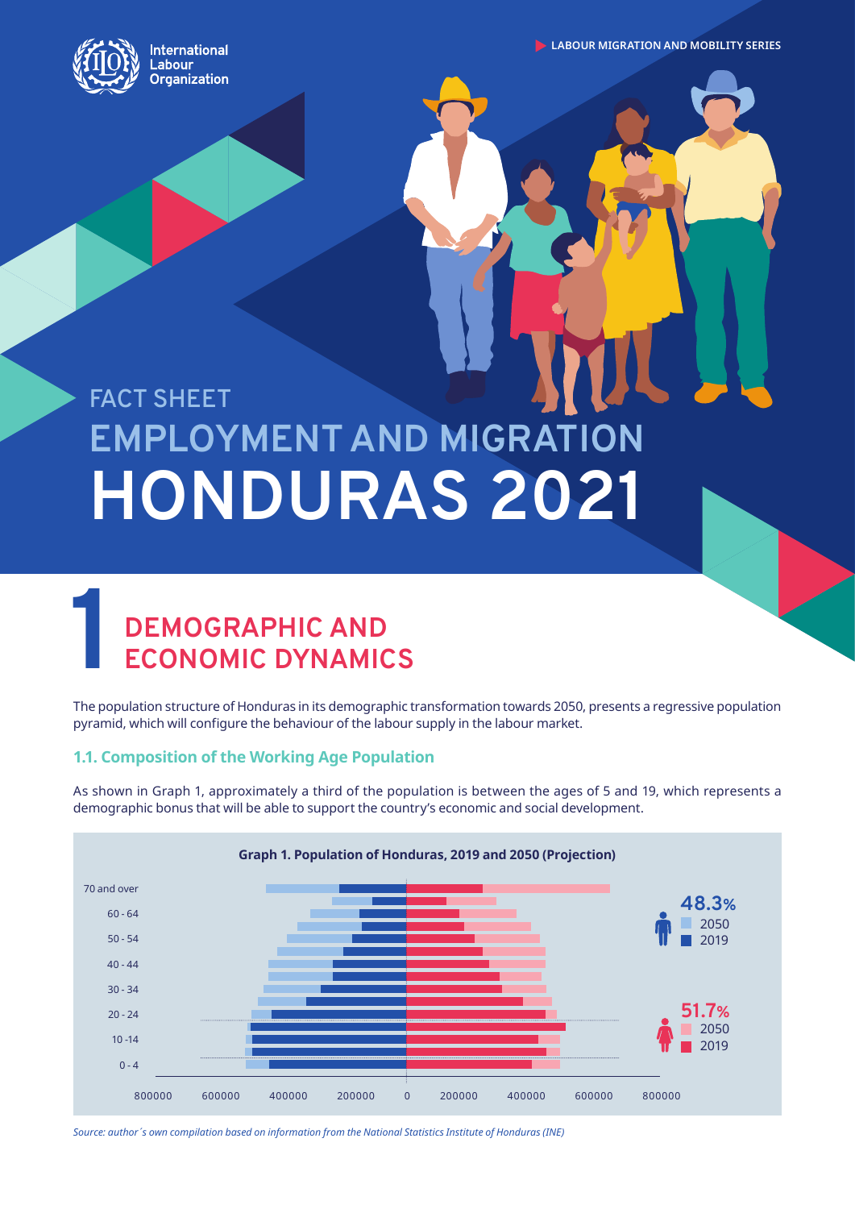International Labour Organization

LABOUR MIGRATION AND MOBILITY SERIES

FACT SHEET

# EMPLOYMENT AND MIGRATION HONDURAS 2021

## 1 DEMOGRAPHIC AND ECONOMIC DYNAMICS

The population structure of Honduras in its demographic transformation towards 2050, presents a regressive population pyramid, which will configure the behaviour of the labour supply in the labour market.

### 1.1. Composition of the Working Age Population

As shown in Graph 1, approximately a third of the population is between the ages of 5 and 19, which represents a demographic bonus that will be able to support the country's economic and social development.

**Graph 1. Population of Honduras, 2019 and 2050 (Projection)**

Age groups: 70 and over; 60 - 64; 50 - 54; 40 - 44; 30 - 34; 20 - 24; 10 -14; 0 - 4

Axis: 800000, 600000, 400000, 200000, 0, 200000, 400000, 600000, 800000

Men: 48.3% (2050, 2019)

Women: 51.7% (2050, 2019)

*Source: author´s own compilation based on information from the National Statistics Institute of Honduras (INE)*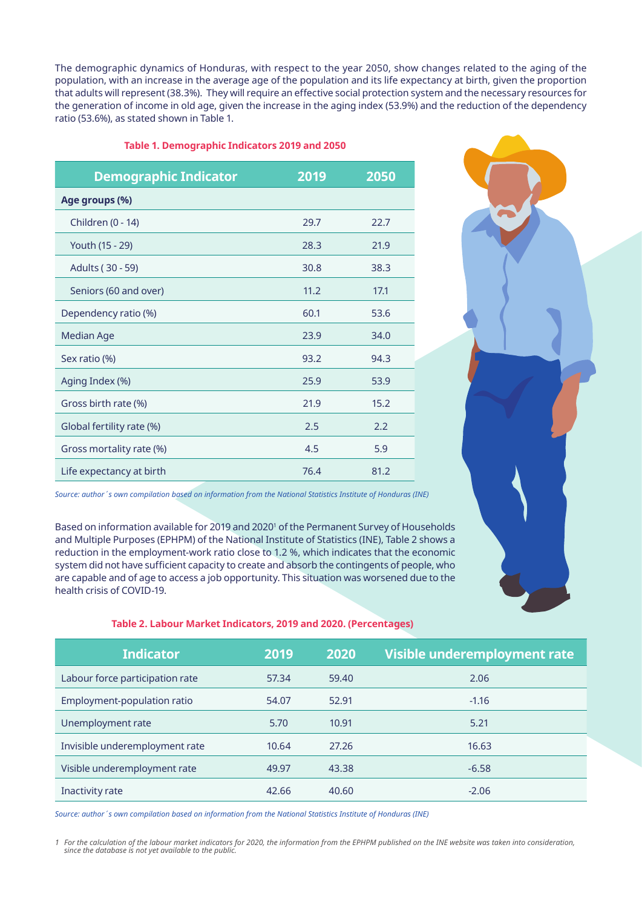The demographic dynamics of Honduras, with respect to the year 2050, show changes related to the aging of the population, with an increase in the average age of the population and its life expectancy at birth, given the proportion that adults will represent (38.3%). They will require an effective social protection system and the necessary resources for the generation of income in old age, given the increase in the aging index (53.9%) and the reduction of the dependency ratio (53.6%), as stated shown in Table 1.

**Table 1. Demographic Indicators 2019 and 2050**

| Demographic Indicator | 2019 | 2050 |
|---|---|---|
| **Age groups (%)** | | |
| Children (0 - 14) | 29.7 | 22.7 |
| Youth (15 - 29) | 28.3 | 21.9 |
| Adults ( 30 - 59) | 30.8 | 38.3 |
| Seniors (60 and over) | 11.2 | 17.1 |
| Dependency ratio (%) | 60.1 | 53.6 |
| Median Age | 23.9 | 34.0 |
| Sex ratio (%) | 93.2 | 94.3 |
| Aging Index (%) | 25.9 | 53.9 |
| Gross birth rate (%) | 21.9 | 15.2 |
| Global fertility rate (%) | 2.5 | 2.2 |
| Gross mortality rate (%) | 4.5 | 5.9 |
| Life expectancy at birth | 76.4 | 81.2 |

*Source: author´s own compilation based on information from the National Statistics Institute of Honduras (INE)*

Based on information available for 2019 and 2020[1] of the Permanent Survey of Households and Multiple Purposes (EPHPM) of the National Institute of Statistics (INE), Table 2 shows a reduction in the employment-work ratio close to 1.2 %, which indicates that the economic system did not have sufficient capacity to create and absorb the contingents of people, who are capable and of age to access a job opportunity. This situation was worsened due to the health crisis of COVID-19.

**Table 2. Labour Market Indicators, 2019 and 2020. (Percentages)**

| Indicator | 2019 | 2020 | Visible underemployment rate |
|---|---|---|---|
| Labour force participation rate | 57.34 | 59.40 | 2.06 |
| Employment-population ratio | 54.07 | 52.91 | -1.16 |
| Unemployment rate | 5.70 | 10.91 | 5.21 |
| Invisible underemployment rate | 10.64 | 27.26 | 16.63 |
| Visible underemployment rate | 49.97 | 43.38 | -6.58 |
| Inactivity rate | 42.66 | 40.60 | -2.06 |

*Source: author´s own compilation based on information from the National Statistics Institute of Honduras (INE)*

*1 For the calculation of the labour market indicators for 2020, the information from the EPHPM published on the INE website was taken into consideration, since the database is not yet available to the public.*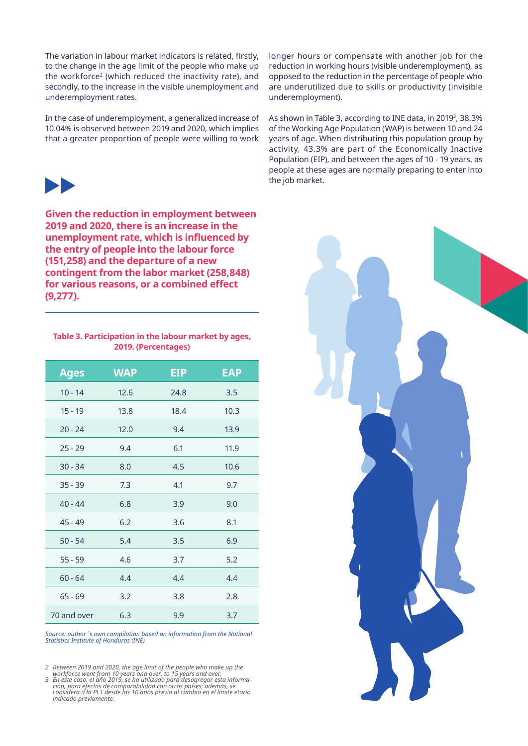The variation in labour market indicators is related, firstly, to the change in the age limit of the people who make up the workforce[2] (which reduced the inactivity rate), and secondly, to the increase in the visible unemployment and underemployment rates.

In the case of underemployment, a generalized increase of 10.04% is observed between 2019 and 2020, which implies that a greater proportion of people were willing to work longer hours or compensate with another job for the reduction in working hours (visible underemployment), as opposed to the reduction in the percentage of people who are underutilized due to skills or productivity (invisible underemployment).

As shown in Table 3, according to INE data, in 2019[3], 38.3% of the Working Age Population (WAP) is between 10 and 24 years of age. When distributing this population group by activity, 43.3% are part of the Economically Inactive Population (EIP), and between the ages of 10 - 19 years, as people at these ages are normally preparing to enter into the job market.

**Given the reduction in employment between 2019 and 2020, there is an increase in the unemployment rate, which is influenced by the entry of people into the labour force (151,258) and the departure of a new contingent from the labor market (258,848) for various reasons, or a combined effect (9,277).**

**Table 3. Participation in the labour market by ages, 2019. (Percentages)**

| Ages | WAP | EIP | EAP |
|---|---|---|---|
| 10 - 14 | 12.6 | 24.8 | 3.5 |
| 15 - 19 | 13.8 | 18.4 | 10.3 |
| 20 - 24 | 12.0 | 9.4 | 13.9 |
| 25 - 29 | 9.4 | 6.1 | 11.9 |
| 30 - 34 | 8.0 | 4.5 | 10.6 |
| 35 - 39 | 7.3 | 4.1 | 9.7 |
| 40 - 44 | 6.8 | 3.9 | 9.0 |
| 45 - 49 | 6.2 | 3.6 | 8.1 |
| 50 - 54 | 5.4 | 3.5 | 6.9 |
| 55 - 59 | 4.6 | 3.7 | 5.2 |
| 60 - 64 | 4.4 | 4.4 | 4.4 |
| 65 - 69 | 3.2 | 3.8 | 2.8 |
| 70 and over | 6.3 | 9.9 | 3.7 |

*Source: author´s own compilation based on information from the National Statistics Institute of Honduras (INE)*

*2 Between 2019 and 2020, the age limit of the people who make up the workforce went from 10 years and over, to 15 years and over.*
*3 En este caso, el año 2019, se ha utilizado para desagregar esta información, para efectos de comparabilidad con otros países; además, se considera a la PET desde los 10 años previo al cambio en el límite etario indicado previamente.*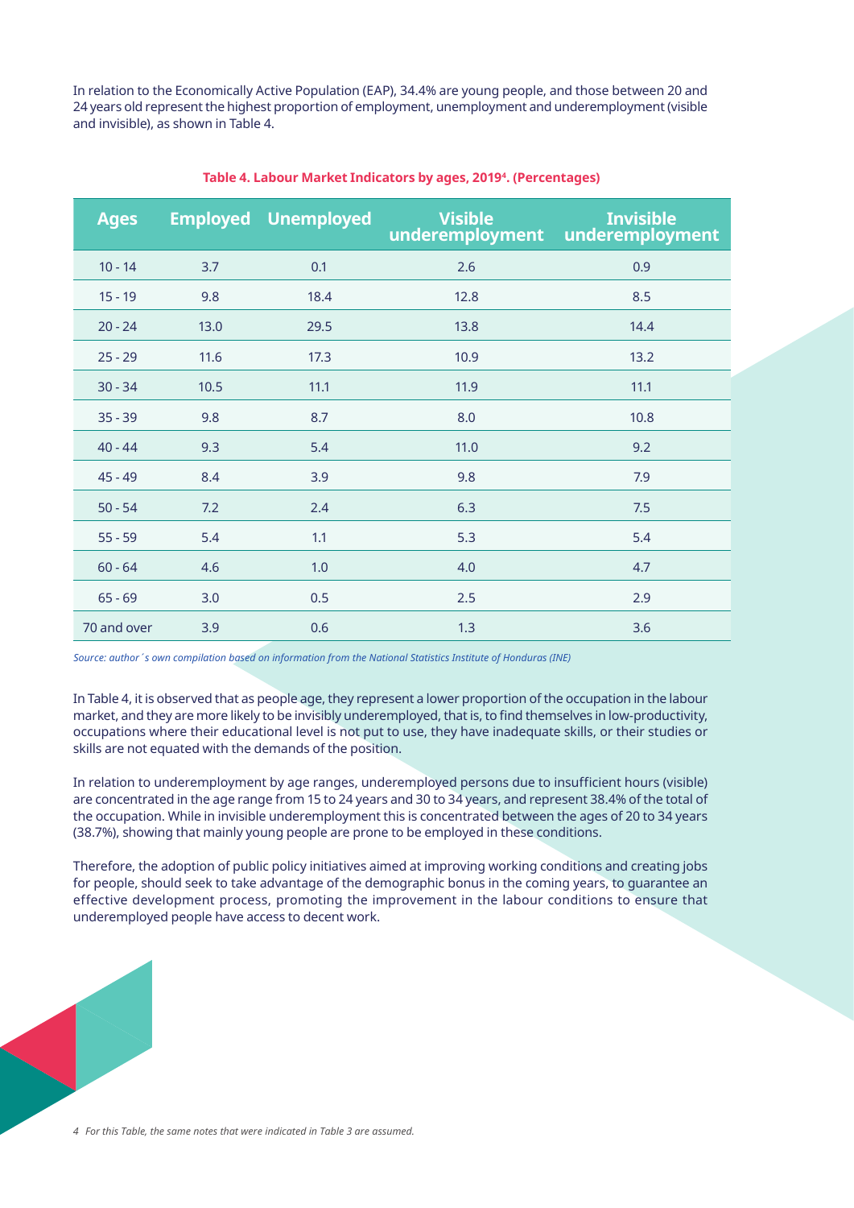In relation to the Economically Active Population (EAP), 34.4% are young people, and those between 20 and 24 years old represent the highest proportion of employment, unemployment and underemployment (visible and invisible), as shown in Table 4.

**Table 4. Labour Market Indicators by ages, 2019[4]. (Percentages)**

| Ages | Employed | Unemployed | Visible underemployment | Invisible underemployment |
|---|---|---|---|---|
| 10 - 14 | 3.7 | 0.1 | 2.6 | 0.9 |
| 15 - 19 | 9.8 | 18.4 | 12.8 | 8.5 |
| 20 - 24 | 13.0 | 29.5 | 13.8 | 14.4 |
| 25 - 29 | 11.6 | 17.3 | 10.9 | 13.2 |
| 30 - 34 | 10.5 | 11.1 | 11.9 | 11.1 |
| 35 - 39 | 9.8 | 8.7 | 8.0 | 10.8 |
| 40 - 44 | 9.3 | 5.4 | 11.0 | 9.2 |
| 45 - 49 | 8.4 | 3.9 | 9.8 | 7.9 |
| 50 - 54 | 7.2 | 2.4 | 6.3 | 7.5 |
| 55 - 59 | 5.4 | 1.1 | 5.3 | 5.4 |
| 60 - 64 | 4.6 | 1.0 | 4.0 | 4.7 |
| 65 - 69 | 3.0 | 0.5 | 2.5 | 2.9 |
| 70 and over | 3.9 | 0.6 | 1.3 | 3.6 |

*Source: author´s own compilation based on information from the National Statistics Institute of Honduras (INE)*

In Table 4, it is observed that as people age, they represent a lower proportion of the occupation in the labour market, and they are more likely to be invisibly underemployed, that is, to find themselves in low-productivity, occupations where their educational level is not put to use, they have inadequate skills, or their studies or skills are not equated with the demands of the position.

In relation to underemployment by age ranges, underemployed persons due to insufficient hours (visible) are concentrated in the age range from 15 to 24 years and 30 to 34 years, and represent 38.4% of the total of the occupation. While in invisible underemployment this is concentrated between the ages of 20 to 34 years (38.7%), showing that mainly young people are prone to be employed in these conditions.

Therefore, the adoption of public policy initiatives aimed at improving working conditions and creating jobs for people, should seek to take advantage of the demographic bonus in the coming years, to guarantee an effective development process, promoting the improvement in the labour conditions to ensure that underemployed people have access to decent work.

*4 For this Table, the same notes that were indicated in Table 3 are assumed.*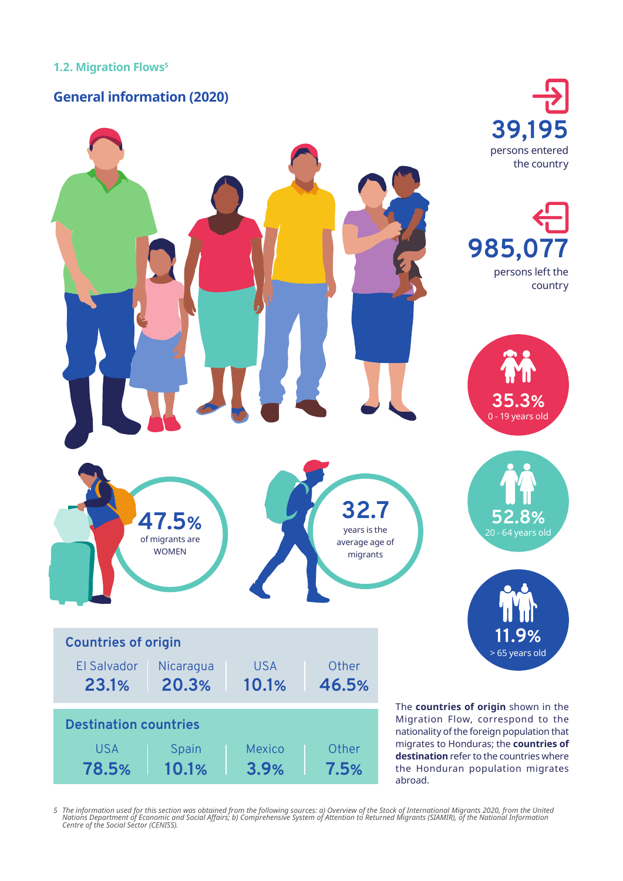### 1.2. Migration Flows[5]

## General information (2020)

**39,195** persons entered the country

**985,077** persons left the country

**35.3%** 0 - 19 years old

**52.8%** 20 - 64 years old

**11.9%** > 65 years old

**47.5%** of migrants are WOMEN

**32.7** years is the average age of migrants

**Countries of origin**

| El Salvador | Nicaragua | USA | Other |
|---|---|---|---|
| 23.1% | 20.3% | 10.1% | 46.5% |

**Destination countries**

| USA | Spain | Mexico | Other |
|---|---|---|---|
| 78.5% | 10.1% | 3.9% | 7.5% |

The **countries of origin** shown in the Migration Flow, correspond to the nationality of the foreign population that migrates to Honduras; the **countries of destination** refer to the countries where the Honduran population migrates abroad.

*5 The information used for this section was obtained from the following sources: a) Overview of the Stock of International Migrants 2020, from the United Nations Department of Economic and Social Affairs; b) Comprehensive System of Attention to Returned Migrants (SIAMIR), of the National Information Centre of the Social Sector (CENISS).*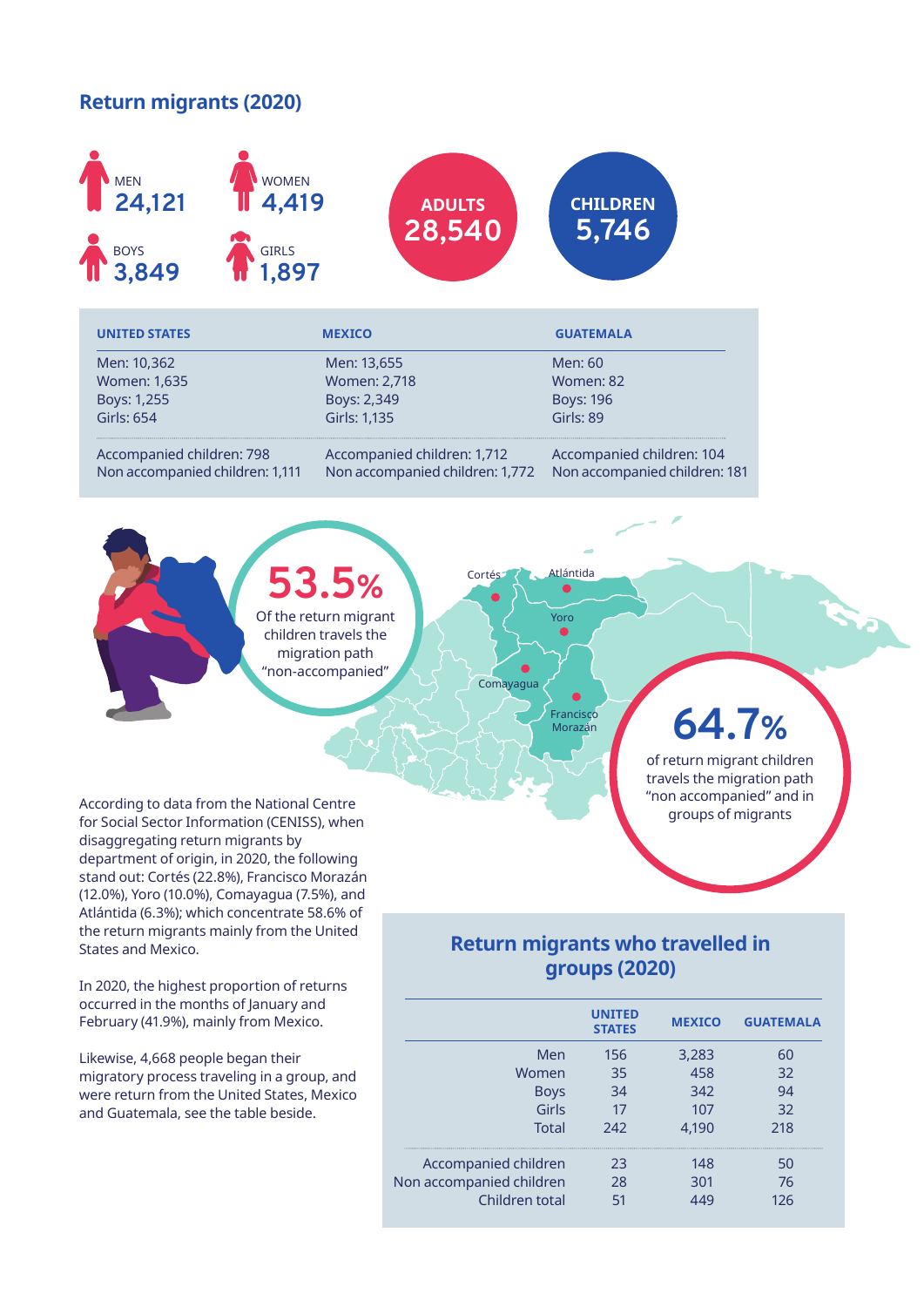## Return migrants (2020)

MEN **24,121**

WOMEN **4,419**

BOYS **3,849**

GIRLS **1,897**

**ADULTS 28,540**

**CHILDREN 5,746**

| UNITED STATES | MEXICO | GUATEMALA |
|---|---|---|
| Men: 10,362 | Men: 13,655 | Men: 60 |
| Women: 1,635 | Women: 2,718 | Women: 82 |
| Boys: 1,255 | Boys: 2,349 | Boys: 196 |
| Girls: 654 | Girls: 1,135 | Girls: 89 |
| Accompanied children: 798 | Accompanied children: 1,712 | Accompanied children: 104 |
| Non accompanied children: 1,111 | Non accompanied children: 1,772 | Non accompanied children: 181 |

**53.5%** Of the return migrant children travels the migration path "non-accompanied"

Cortés · Atlántida · Yoro · Comayagua · Francisco Morazán

**64.7%** of return migrant children travels the migration path "non accompanied" and in groups of migrants

According to data from the National Centre for Social Sector Information (CENISS), when disaggregating return migrants by department of origin, in 2020, the following stand out: Cortés (22.8%), Francisco Morazán (12.0%), Yoro (10.0%), Comayagua (7.5%), and Atlántida (6.3%); which concentrate 58.6% of the return migrants mainly from the United States and Mexico.

In 2020, the highest proportion of returns occurred in the months of January and February (41.9%), mainly from Mexico.

Likewise, 4,668 people began their migratory process traveling in a group, and were return from the United States, Mexico and Guatemala, see the table beside.

### Return migrants who travelled in groups (2020)

| | UNITED STATES | MEXICO | GUATEMALA |
|---|---|---|---|
| Men | 156 | 3,283 | 60 |
| Women | 35 | 458 | 32 |
| Boys | 34 | 342 | 94 |
| Girls | 17 | 107 | 32 |
| Total | 242 | 4,190 | 218 |
| Accompanied children | 23 | 148 | 50 |
| Non accompanied children | 28 | 301 | 76 |
| Children total | 51 | 449 | 126 |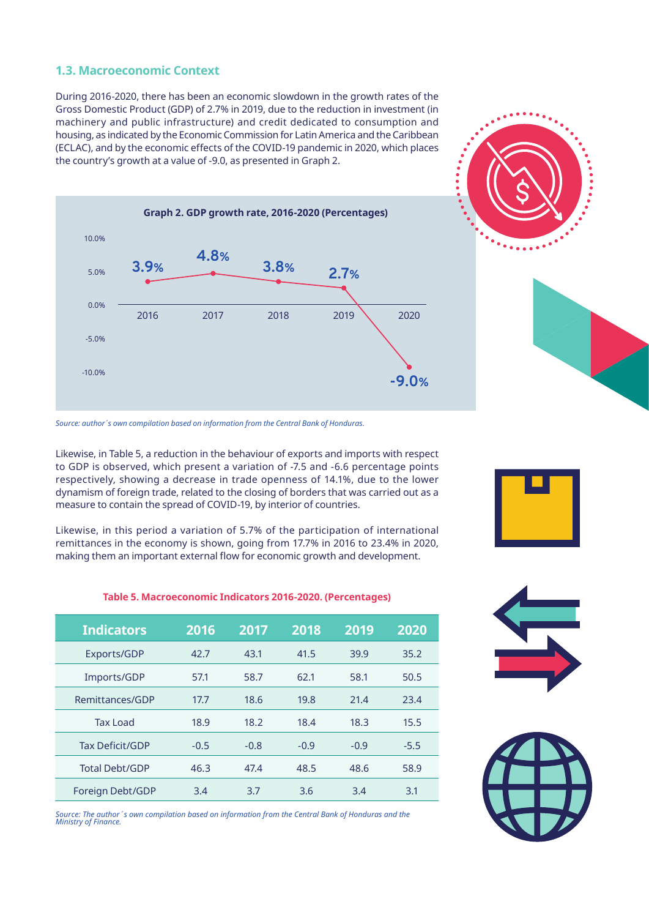### 1.3. Macroeconomic Context

During 2016-2020, there has been an economic slowdown in the growth rates of the Gross Domestic Product (GDP) of 2.7% in 2019, due to the reduction in investment (in machinery and public infrastructure) and credit dedicated to consumption and housing, as indicated by the Economic Commission for Latin America and the Caribbean (ECLAC), and by the economic effects of the COVID-19 pandemic in 2020, which places the country's growth at a value of -9.0, as presented in Graph 2.

**Graph 2. GDP growth rate, 2016-2020 (Percentages)**

| Year | GDP growth rate |
|---|---|
| 2016 | 3.9% |
| 2017 | 4.8% |
| 2018 | 3.8% |
| 2019 | 2.7% |
| 2020 | -9.0% |

*Source: author´s own compilation based on information from the Central Bank of Honduras.*

Likewise, in Table 5, a reduction in the behaviour of exports and imports with respect to GDP is observed, which present a variation of -7.5 and -6.6 percentage points respectively, showing a decrease in trade openness of 14.1%, due to the lower dynamism of foreign trade, related to the closing of borders that was carried out as a measure to contain the spread of COVID-19, by interior of countries.

Likewise, in this period a variation of 5.7% of the participation of international remittances in the economy is shown, going from 17.7% in 2016 to 23.4% in 2020, making them an important external flow for economic growth and development.

**Table 5. Macroeconomic Indicators 2016-2020. (Percentages)**

| Indicators | 2016 | 2017 | 2018 | 2019 | 2020 |
|---|---|---|---|---|---|
| Exports/GDP | 42.7 | 43.1 | 41.5 | 39.9 | 35.2 |
| Imports/GDP | 57.1 | 58.7 | 62.1 | 58.1 | 50.5 |
| Remittances/GDP | 17.7 | 18.6 | 19.8 | 21.4 | 23.4 |
| Tax Load | 18.9 | 18.2 | 18.4 | 18.3 | 15.5 |
| Tax Deficit/GDP | -0.5 | -0.8 | -0.9 | -0.9 | -5.5 |
| Total Debt/GDP | 46.3 | 47.4 | 48.5 | 48.6 | 58.9 |
| Foreign Debt/GDP | 3.4 | 3.7 | 3.6 | 3.4 | 3.1 |

*Source: The author´s own compilation based on information from the Central Bank of Honduras and the Ministry of Finance.*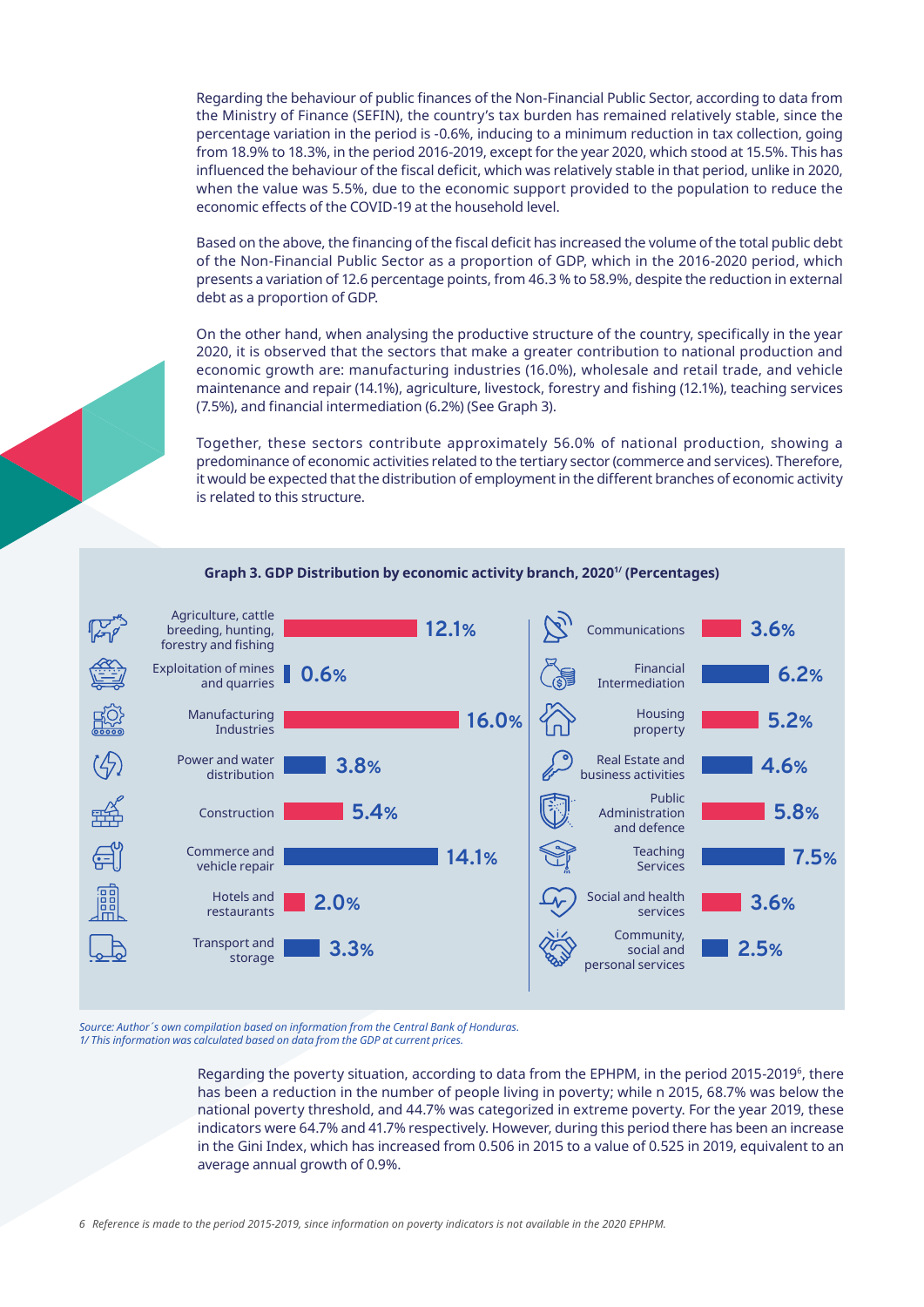Regarding the behaviour of public finances of the Non-Financial Public Sector, according to data from the Ministry of Finance (SEFIN), the country's tax burden has remained relatively stable, since the percentage variation in the period is -0.6%, inducing to a minimum reduction in tax collection, going from 18.9% to 18.3%, in the period 2016-2019, except for the year 2020, which stood at 15.5%. This has influenced the behaviour of the fiscal deficit, which was relatively stable in that period, unlike in 2020, when the value was 5.5%, due to the economic support provided to the population to reduce the economic effects of the COVID-19 at the household level.

Based on the above, the financing of the fiscal deficit has increased the volume of the total public debt of the Non-Financial Public Sector as a proportion of GDP, which in the 2016-2020 period, which presents a variation of 12.6 percentage points, from 46.3 % to 58.9%, despite the reduction in external debt as a proportion of GDP.

On the other hand, when analysing the productive structure of the country, specifically in the year 2020, it is observed that the sectors that make a greater contribution to national production and economic growth are: manufacturing industries (16.0%), wholesale and retail trade, and vehicle maintenance and repair (14.1%), agriculture, livestock, forestry and fishing (12.1%), teaching services (7.5%), and financial intermediation (6.2%) (See Graph 3).

Together, these sectors contribute approximately 56.0% of national production, showing a predominance of economic activities related to the tertiary sector (commerce and services). Therefore, it would be expected that the distribution of employment in the different branches of economic activity is related to this structure.

**Graph 3. GDP Distribution by economic activity branch, 2020[1/] (Percentages)**

| Economic activity branch | Percentage |
|---|---|
| Agriculture, cattle breeding, hunting, forestry and fishing | 12.1% |
| Exploitation of mines and quarries | 0.6% |
| Manufacturing Industries | 16.0% |
| Power and water distribution | 3.8% |
| Construction | 5.4% |
| Commerce and vehicle repair | 14.1% |
| Hotels and restaurants | 2.0% |
| Transport and storage | 3.3% |
| Communications | 3.6% |
| Financial Intermediation | 6.2% |
| Housing property | 5.2% |
| Real Estate and business activities | 4.6% |
| Public Administration and defence | 5.8% |
| Teaching Services | 7.5% |
| Social and health services | 3.6% |
| Community, social and personal services | 2.5% |

*Source: Author´s own compilation based on information from the Central Bank of Honduras.*
*1/ This information was calculated based on data from the GDP at current prices.*

Regarding the poverty situation, according to data from the EPHPM, in the period 2015-2019[6], there has been a reduction in the number of people living in poverty; while n 2015, 68.7% was below the national poverty threshold, and 44.7% was categorized in extreme poverty. For the year 2019, these indicators were 64.7% and 41.7% respectively. However, during this period there has been an increase in the Gini Index, which has increased from 0.506 in 2015 to a value of 0.525 in 2019, equivalent to an average annual growth of 0.9%.

*6 Reference is made to the period 2015-2019, since information on poverty indicators is not available in the 2020 EPHPM.*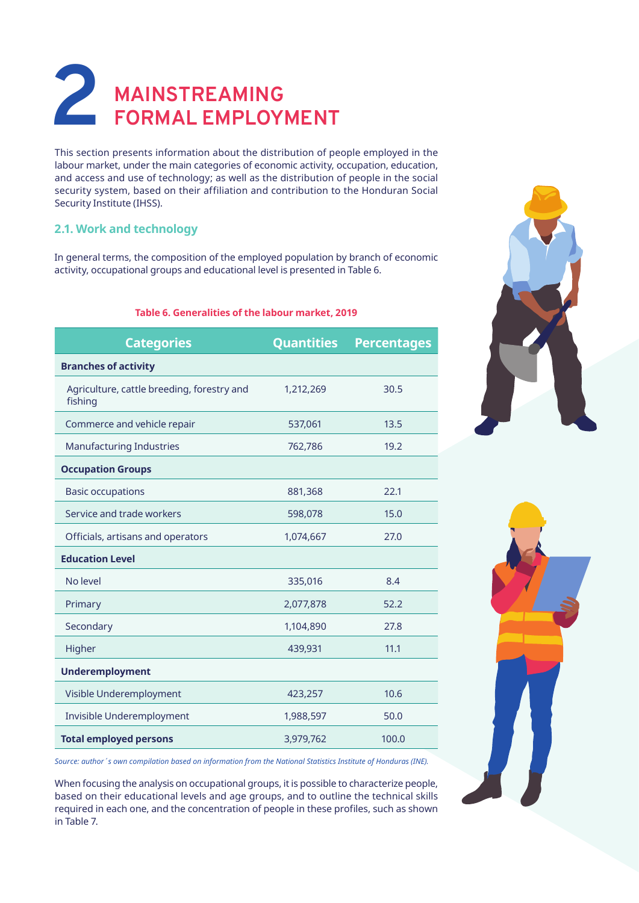# 2 MAINSTREAMING FORMAL EMPLOYMENT

This section presents information about the distribution of people employed in the labour market, under the main categories of economic activity, occupation, education, and access and use of technology; as well as the distribution of people in the social security system, based on their affiliation and contribution to the Honduran Social Security Institute (IHSS).

## 2.1. Work and technology

In general terms, the composition of the employed population by branch of economic activity, occupational groups and educational level is presented in Table 6.

**Table 6. Generalities of the labour market, 2019**

| Categories | Quantities | Percentages |
|---|---|---|
| **Branches of activity** | | |
| Agriculture, cattle breeding, forestry and fishing | 1,212,269 | 30.5 |
| Commerce and vehicle repair | 537,061 | 13.5 |
| Manufacturing Industries | 762,786 | 19.2 |
| **Occupation Groups** | | |
| Basic occupations | 881,368 | 22.1 |
| Service and trade workers | 598,078 | 15.0 |
| Officials, artisans and operators | 1,074,667 | 27.0 |
| **Education Level** | | |
| No level | 335,016 | 8.4 |
| Primary | 2,077,878 | 52.2 |
| Secondary | 1,104,890 | 27.8 |
| Higher | 439,931 | 11.1 |
| **Underemployment** | | |
| Visible Underemployment | 423,257 | 10.6 |
| Invisible Underemployment | 1,988,597 | 50.0 |
| **Total employed persons** | 3,979,762 | 100.0 |

*Source: author´s own compilation based on information from the National Statistics Institute of Honduras (INE).*

When focusing the analysis on occupational groups, it is possible to characterize people, based on their educational levels and age groups, and to outline the technical skills required in each one, and the concentration of people in these profiles, such as shown in Table 7.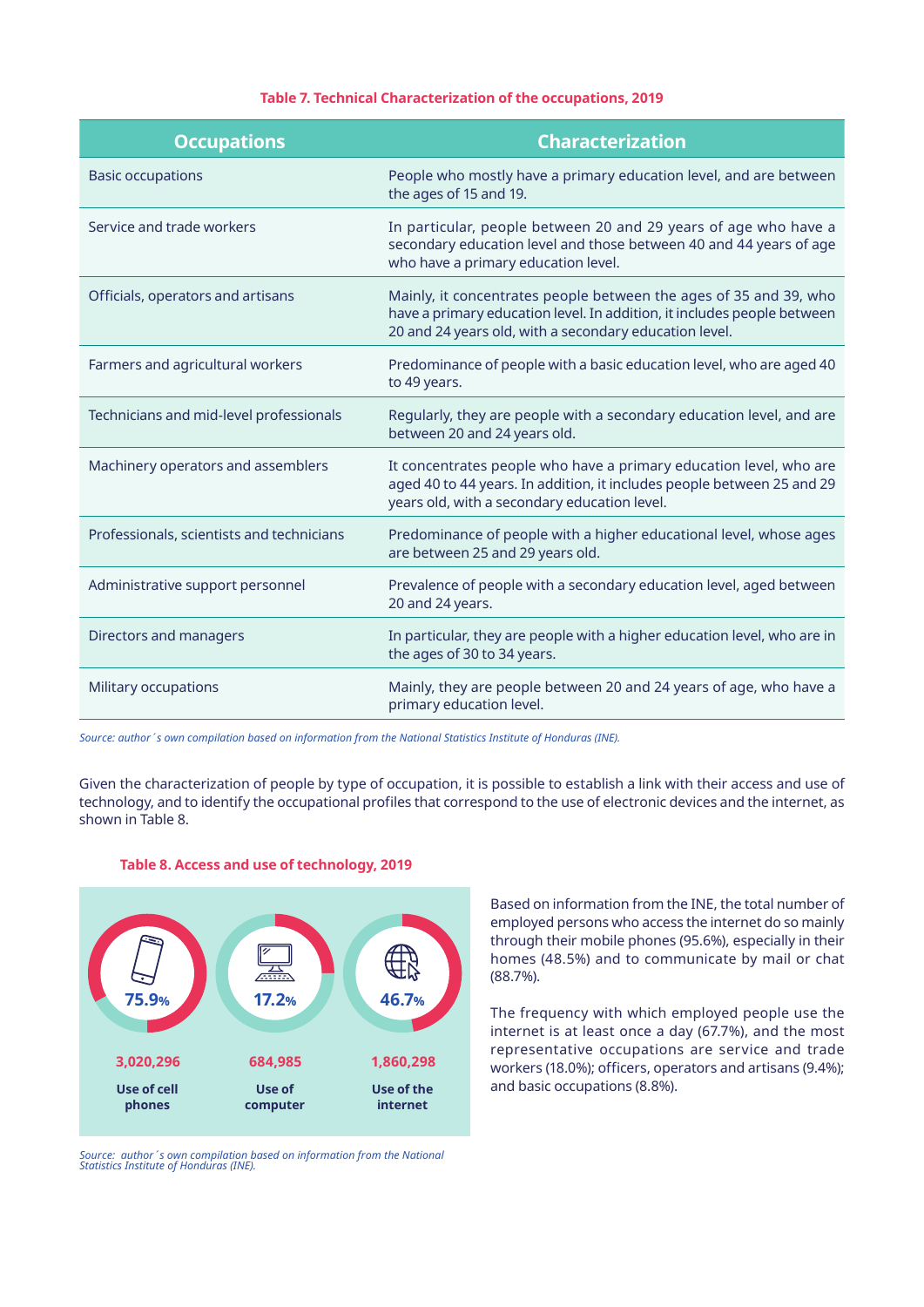**Table 7. Technical Characterization of the occupations, 2019**

| Occupations | Characterization |
|---|---|
| Basic occupations | People who mostly have a primary education level, and are between the ages of 15 and 19. |
| Service and trade workers | In particular, people between 20 and 29 years of age who have a secondary education level and those between 40 and 44 years of age who have a primary education level. |
| Officials, operators and artisans | Mainly, it concentrates people between the ages of 35 and 39, who have a primary education level. In addition, it includes people between 20 and 24 years old, with a secondary education level. |
| Farmers and agricultural workers | Predominance of people with a basic education level, who are aged 40 to 49 years. |
| Technicians and mid-level professionals | Regularly, they are people with a secondary education level, and are between 20 and 24 years old. |
| Machinery operators and assemblers | It concentrates people who have a primary education level, who are aged 40 to 44 years. In addition, it includes people between 25 and 29 years old, with a secondary education level. |
| Professionals, scientists and technicians | Predominance of people with a higher educational level, whose ages are between 25 and 29 years old. |
| Administrative support personnel | Prevalence of people with a secondary education level, aged between 20 and 24 years. |
| Directors and managers | In particular, they are people with a higher education level, who are in the ages of 30 to 34 years. |
| Military occupations | Mainly, they are people between 20 and 24 years of age, who have a primary education level. |

*Source: author´s own compilation based on information from the National Statistics Institute of Honduras (INE).*

Given the characterization of people by type of occupation, it is possible to establish a link with their access and use of technology, and to identify the occupational profiles that correspond to the use of electronic devices and the internet, as shown in Table 8.

**Table 8. Access and use of technology, 2019**

| | Use of cell phones | Use of computer | Use of the internet |
|---|---|---|---|
| Percentage | 75.9% | 17.2% | 46.7% |
| Number | 3,020,296 | 684,985 | 1,860,298 |

*Source: author´s own compilation based on information from the National Statistics Institute of Honduras (INE).*

Based on information from the INE, the total number of employed persons who access the internet do so mainly through their mobile phones (95.6%), especially in their homes (48.5%) and to communicate by mail or chat (88.7%).

The frequency with which employed people use the internet is at least once a day (67.7%), and the most representative occupations are service and trade workers (18.0%); officers, operators and artisans (9.4%); and basic occupations (8.8%).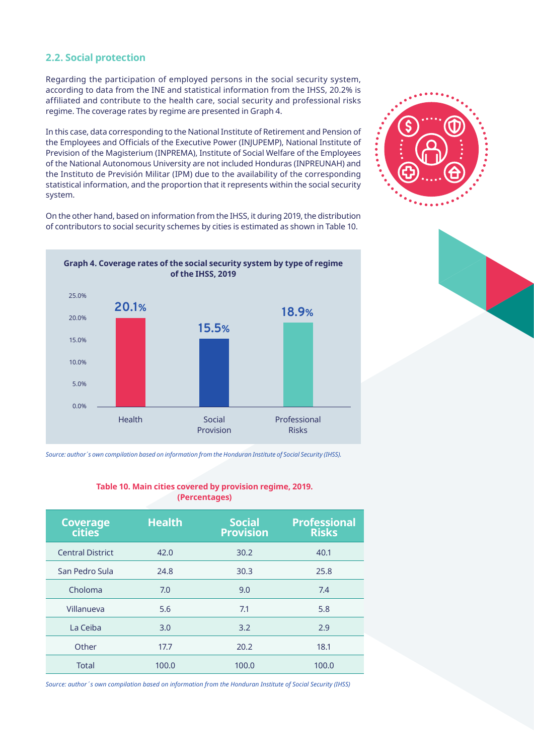## 2.2. Social protection

Regarding the participation of employed persons in the social security system, according to data from the INE and statistical information from the IHSS, 20.2% is affiliated and contribute to the health care, social security and professional risks regime. The coverage rates by regime are presented in Graph 4.

In this case, data corresponding to the National Institute of Retirement and Pension of the Employees and Officials of the Executive Power (INJUPEMP), National Institute of Prevision of the Magisterium (INPREMA), Institute of Social Welfare of the Employees of the National Autonomous University are not included Honduras (INPREUNAH) and the Instituto de Previsión Militar (IPM) due to the availability of the corresponding statistical information, and the proportion that it represents within the social security system.

On the other hand, based on information from the IHSS, it during 2019, the distribution of contributors to social security schemes by cities is estimated as shown in Table 10.

**Graph 4. Coverage rates of the social security system by type of regime of the IHSS, 2019**

| Regime | Coverage rate |
|---|---|
| Health | 20.1% |
| Social Provision | 15.5% |
| Professional Risks | 18.9% |

*Source: author´s own compilation based on information from the Honduran Institute of Social Security (IHSS).*

**Table 10. Main cities covered by provision regime, 2019. (Percentages)**

| Coverage cities | Health | Social Provision | Professional Risks |
|---|---|---|---|
| Central District | 42.0 | 30.2 | 40.1 |
| San Pedro Sula | 24.8 | 30.3 | 25.8 |
| Choloma | 7.0 | 9.0 | 7.4 |
| Villanueva | 5.6 | 7.1 | 5.8 |
| La Ceiba | 3.0 | 3.2 | 2.9 |
| Other | 17.7 | 20.2 | 18.1 |
| Total | 100.0 | 100.0 | 100.0 |

*Source: author´s own compilation based on information from the Honduran Institute of Social Security (IHSS)*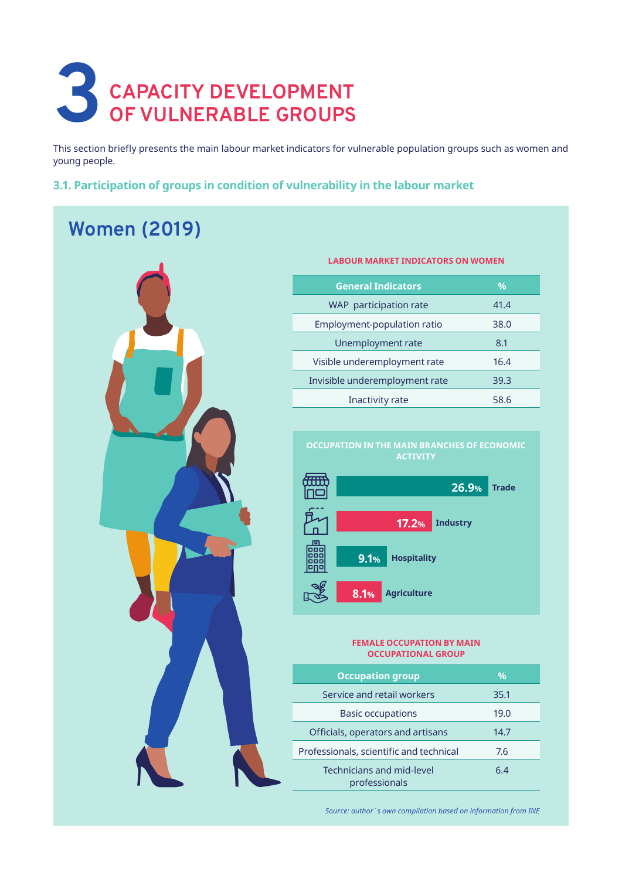# 3 CAPACITY DEVELOPMENT OF VULNERABLE GROUPS

This section briefly presents the main labour market indicators for vulnerable population groups such as women and young people.

### 3.1. Participation of groups in condition of vulnerability in the labour market

## Women (2019)

**LABOUR MARKET INDICATORS ON WOMEN**

| General Indicators | % |
|---|---|
| WAP participation rate | 41.4 |
| Employment-population ratio | 38.0 |
| Unemployment rate | 8.1 |
| Visible underemployment rate | 16.4 |
| Invisible underemployment rate | 39.3 |
| Inactivity rate | 58.6 |

**OCCUPATION IN THE MAIN BRANCHES OF ECONOMIC ACTIVITY**

- 26.9% Trade
- 17.2% Industry
- 9.1% Hospitality
- 8.1% Agriculture

**FEMALE OCCUPATION BY MAIN OCCUPATIONAL GROUP**

| Occupation group | % |
|---|---|
| Service and retail workers | 35.1 |
| Basic occupations | 19.0 |
| Officials, operators and artisans | 14.7 |
| Professionals, scientific and technical | 7.6 |
| Technicians and mid-level professionals | 6.4 |

*Source: author´s own compilation based on information from INE*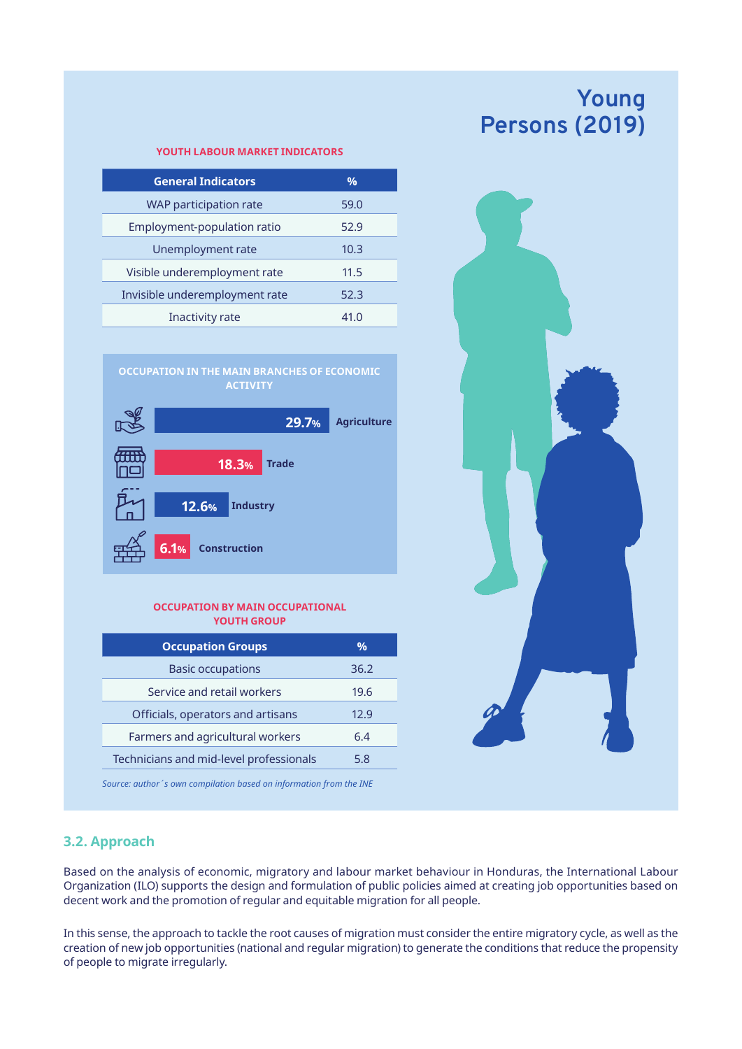## Young Persons (2019)

**YOUTH LABOUR MARKET INDICATORS**

| General Indicators | % |
|---|---|
| WAP participation rate | 59.0 |
| Employment-population ratio | 52.9 |
| Unemployment rate | 10.3 |
| Visible underemployment rate | 11.5 |
| Invisible underemployment rate | 52.3 |
| Inactivity rate | 41.0 |

**OCCUPATION IN THE MAIN BRANCHES OF ECONOMIC ACTIVITY**

| Branch | % |
|---|---|
| Agriculture | 29.7% |
| Trade | 18.3% |
| Industry | 12.6% |
| Construction | 6.1% |

**OCCUPATION BY MAIN OCCUPATIONAL YOUTH GROUP**

| Occupation Groups | % |
|---|---|
| Basic occupations | 36.2 |
| Service and retail workers | 19.6 |
| Officials, operators and artisans | 12.9 |
| Farmers and agricultural workers | 6.4 |
| Technicians and mid-level professionals | 5.8 |

*Source: author´s own compilation based on information from the INE*

### 3.2. Approach

Based on the analysis of economic, migratory and labour market behaviour in Honduras, the International Labour Organization (ILO) supports the design and formulation of public policies aimed at creating job opportunities based on decent work and the promotion of regular and equitable migration for all people.

In this sense, the approach to tackle the root causes of migration must consider the entire migratory cycle, as well as the creation of new job opportunities (national and regular migration) to generate the conditions that reduce the propensity of people to migrate irregularly.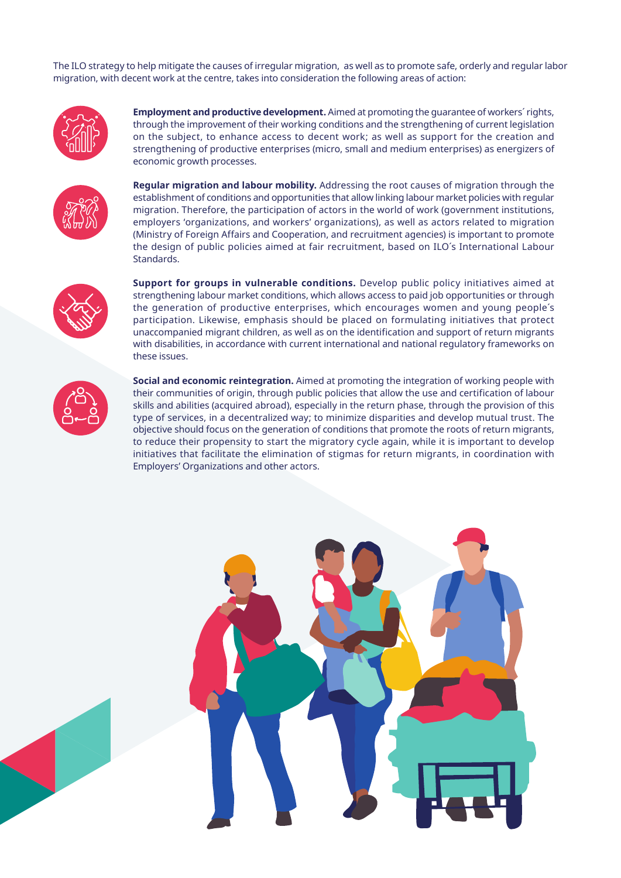The ILO strategy to help mitigate the causes of irregular migration, as well as to promote safe, orderly and regular labor migration, with decent work at the centre, takes into consideration the following areas of action:

**Employment and productive development.** Aimed at promoting the guarantee of workers´ rights, through the improvement of their working conditions and the strengthening of current legislation on the subject, to enhance access to decent work; as well as support for the creation and strengthening of productive enterprises (micro, small and medium enterprises) as energizers of economic growth processes.

**Regular migration and labour mobility.** Addressing the root causes of migration through the establishment of conditions and opportunities that allow linking labour market policies with regular migration. Therefore, the participation of actors in the world of work (government institutions, employers 'organizations, and workers' organizations), as well as actors related to migration (Ministry of Foreign Affairs and Cooperation, and recruitment agencies) is important to promote the design of public policies aimed at fair recruitment, based on ILO´s International Labour Standards.

**Support for groups in vulnerable conditions.** Develop public policy initiatives aimed at strengthening labour market conditions, which allows access to paid job opportunities or through the generation of productive enterprises, which encourages women and young people´s participation. Likewise, emphasis should be placed on formulating initiatives that protect unaccompanied migrant children, as well as on the identification and support of return migrants with disabilities, in accordance with current international and national regulatory frameworks on these issues.

**Social and economic reintegration.** Aimed at promoting the integration of working people with their communities of origin, through public policies that allow the use and certification of labour skills and abilities (acquired abroad), especially in the return phase, through the provision of this type of services, in a decentralized way; to minimize disparities and develop mutual trust. The objective should focus on the generation of conditions that promote the roots of return migrants, to reduce their propensity to start the migratory cycle again, while it is important to develop initiatives that facilitate the elimination of stigmas for return migrants, in coordination with Employers' Organizations and other actors.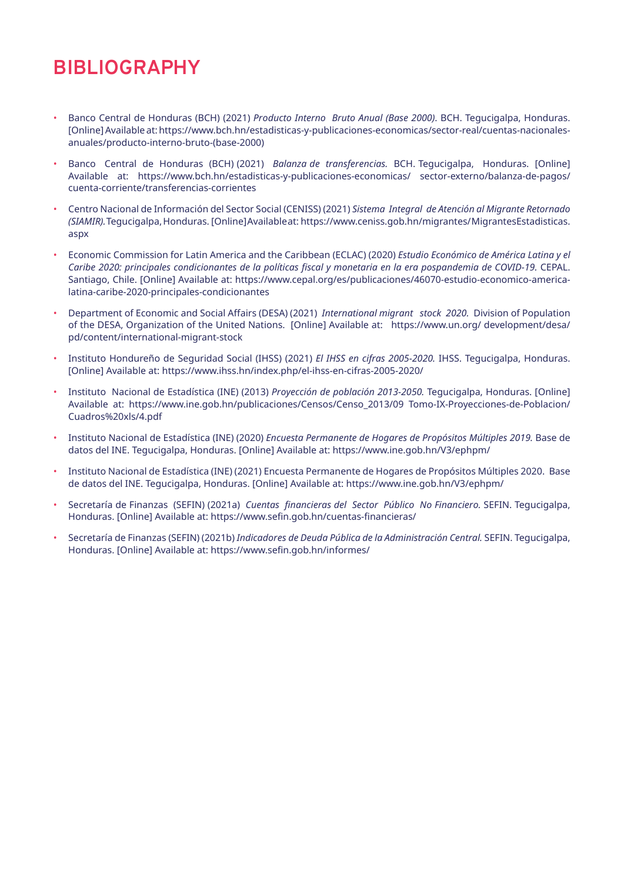# BIBLIOGRAPHY

- Banco Central de Honduras (BCH) (2021) *Producto Interno Bruto Anual (Base 2000)*. BCH. Tegucigalpa, Honduras. [Online] Available at: https://www.bch.hn/estadisticas-y-publicaciones-economicas/sector-real/cuentas-nacionales-anuales/producto-interno-bruto-(base-2000)

- Banco Central de Honduras (BCH) (2021) *Balanza de transferencias.* BCH. Tegucigalpa, Honduras. [Online] Available at: https://www.bch.hn/estadisticas-y-publicaciones-economicas/ sector-externo/balanza-de-pagos/ cuenta-corriente/transferencias-corrientes

- Centro Nacional de Información del Sector Social (CENISS) (2021) *Sistema Integral de Atención al Migrante Retornado (SIAMIR).* Tegucigalpa, Honduras. [Online] Available at: https://www.ceniss.gob.hn/migrantes/ MigrantesEstadisticas.aspx

- Economic Commission for Latin America and the Caribbean (ECLAC) (2020) *Estudio Económico de América Latina y el Caribe 2020: principales condicionantes de la políticas fiscal y monetaria en la era pospandemia de COVID-19.* CEPAL. Santiago, Chile. [Online] Available at: https://www.cepal.org/es/publicaciones/46070-estudio-economico-america-latina-caribe-2020-principales-condicionantes

- Department of Economic and Social Affairs (DESA) (2021) *International migrant stock 2020.* Division of Population of the DESA, Organization of the United Nations. [Online] Available at: https://www.un.org/ development/desa/ pd/content/international-migrant-stock

- Instituto Hondureño de Seguridad Social (IHSS) (2021) *El IHSS en cifras 2005-2020.* IHSS. Tegucigalpa, Honduras. [Online] Available at: https://www.ihss.hn/index.php/el-ihss-en-cifras-2005-2020/

- Instituto Nacional de Estadística (INE) (2013) *Proyección de población 2013-2050.* Tegucigalpa, Honduras. [Online] Available at: https://www.ine.gob.hn/publicaciones/Censos/Censo_2013/09 Tomo-IX-Proyecciones-de-Poblacion/ Cuadros%20xls/4.pdf

- Instituto Nacional de Estadística (INE) (2020) *Encuesta Permanente de Hogares de Propósitos Múltiples 2019.* Base de datos del INE. Tegucigalpa, Honduras. [Online] Available at: https://www.ine.gob.hn/V3/ephpm/

- Instituto Nacional de Estadística (INE) (2021) Encuesta Permanente de Hogares de Propósitos Múltiples 2020. Base de datos del INE. Tegucigalpa, Honduras. [Online] Available at: https://www.ine.gob.hn/V3/ephpm/

- Secretaría de Finanzas (SEFIN) (2021a) *Cuentas financieras del Sector Público No Financiero.* SEFIN. Tegucigalpa, Honduras. [Online] Available at: https://www.sefin.gob.hn/cuentas-financieras/

- Secretaría de Finanzas (SEFIN) (2021b) *Indicadores de Deuda Pública de la Administración Central.* SEFIN. Tegucigalpa, Honduras. [Online] Available at: https://www.sefin.gob.hn/informes/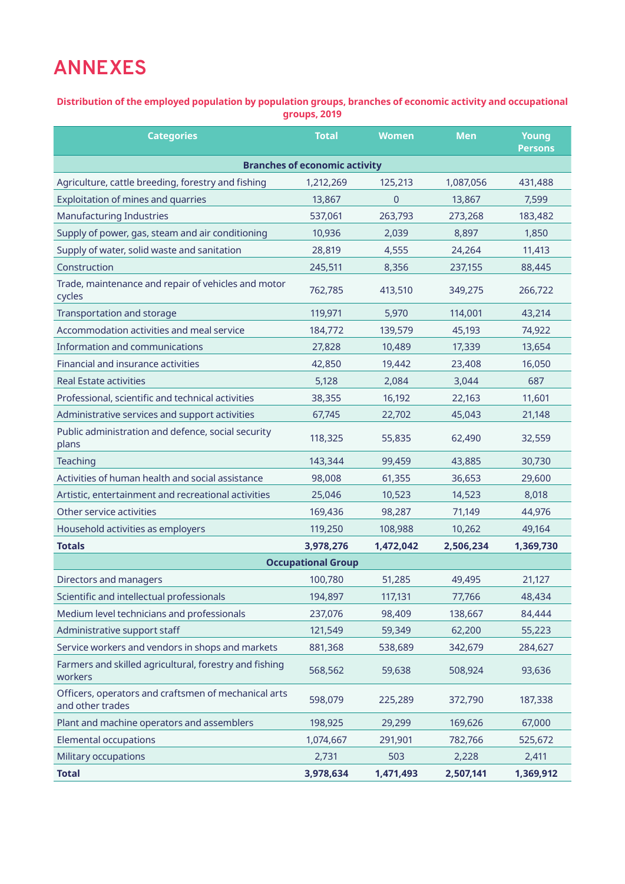# ANNEXES

**Distribution of the employed population by population groups, branches of economic activity and occupational groups, 2019**

| Categories | Total | Women | Men | Young Persons |
|---|---|---|---|---|
| **Branches of economic activity** | | | | |
| Agriculture, cattle breeding, forestry and fishing | 1,212,269 | 125,213 | 1,087,056 | 431,488 |
| Exploitation of mines and quarries | 13,867 | 0 | 13,867 | 7,599 |
| Manufacturing Industries | 537,061 | 263,793 | 273,268 | 183,482 |
| Supply of power, gas, steam and air conditioning | 10,936 | 2,039 | 8,897 | 1,850 |
| Supply of water, solid waste and sanitation | 28,819 | 4,555 | 24,264 | 11,413 |
| Construction | 245,511 | 8,356 | 237,155 | 88,445 |
| Trade, maintenance and repair of vehicles and motor cycles | 762,785 | 413,510 | 349,275 | 266,722 |
| Transportation and storage | 119,971 | 5,970 | 114,001 | 43,214 |
| Accommodation activities and meal service | 184,772 | 139,579 | 45,193 | 74,922 |
| Information and communications | 27,828 | 10,489 | 17,339 | 13,654 |
| Financial and insurance activities | 42,850 | 19,442 | 23,408 | 16,050 |
| Real Estate activities | 5,128 | 2,084 | 3,044 | 687 |
| Professional, scientific and technical activities | 38,355 | 16,192 | 22,163 | 11,601 |
| Administrative services and support activities | 67,745 | 22,702 | 45,043 | 21,148 |
| Public administration and defence, social security plans | 118,325 | 55,835 | 62,490 | 32,559 |
| Teaching | 143,344 | 99,459 | 43,885 | 30,730 |
| Activities of human health and social assistance | 98,008 | 61,355 | 36,653 | 29,600 |
| Artistic, entertainment and recreational activities | 25,046 | 10,523 | 14,523 | 8,018 |
| Other service activities | 169,436 | 98,287 | 71,149 | 44,976 |
| Household activities as employers | 119,250 | 108,988 | 10,262 | 49,164 |
| **Totals** | **3,978,276** | **1,472,042** | **2,506,234** | **1,369,730** |
| **Occupational Group** | | | | |
| Directors and managers | 100,780 | 51,285 | 49,495 | 21,127 |
| Scientific and intellectual professionals | 194,897 | 117,131 | 77,766 | 48,434 |
| Medium level technicians and professionals | 237,076 | 98,409 | 138,667 | 84,444 |
| Administrative support staff | 121,549 | 59,349 | 62,200 | 55,223 |
| Service workers and vendors in shops and markets | 881,368 | 538,689 | 342,679 | 284,627 |
| Farmers and skilled agricultural, forestry and fishing workers | 568,562 | 59,638 | 508,924 | 93,636 |
| Officers, operators and craftsmen of mechanical arts and other trades | 598,079 | 225,289 | 372,790 | 187,338 |
| Plant and machine operators and assemblers | 198,925 | 29,299 | 169,626 | 67,000 |
| Elemental occupations | 1,074,667 | 291,901 | 782,766 | 525,672 |
| Military occupations | 2,731 | 503 | 2,228 | 2,411 |
| **Total** | **3,978,634** | **1,471,493** | **2,507,141** | **1,369,912** |